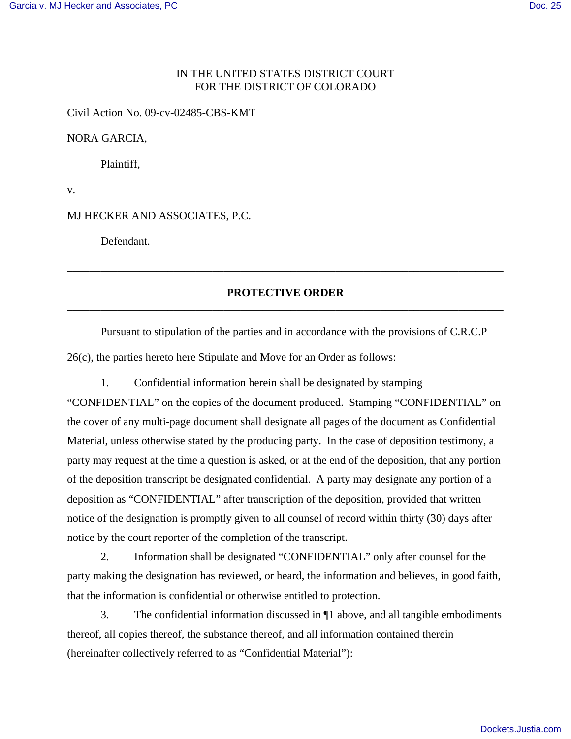IN THE UNITED STATES DISTRICT COURT
FOR THE DISTRICT OF COLORADO

Civil Action No. 09-cv-02485-CBS-KMT

NORA GARCIA,

Plaintiff,

v.

MJ HECKER AND ASSOCIATES, P.C.

Defendant.

---

**PROTECTIVE ORDER**

---

Pursuant to stipulation of the parties and in accordance with the provisions of C.R.C.P 26(c), the parties hereto here Stipulate and Move for an Order as follows:

1. Confidential information herein shall be designated by stamping "CONFIDENTIAL" on the copies of the document produced. Stamping "CONFIDENTIAL" on the cover of any multi-page document shall designate all pages of the document as Confidential Material, unless otherwise stated by the producing party. In the case of deposition testimony, a party may request at the time a question is asked, or at the end of the deposition, that any portion of the deposition transcript be designated confidential. A party may designate any portion of a deposition as "CONFIDENTIAL" after transcription of the deposition, provided that written notice of the designation is promptly given to all counsel of record within thirty (30) days after notice by the court reporter of the completion of the transcript.

2. Information shall be designated "CONFIDENTIAL" only after counsel for the party making the designation has reviewed, or heard, the information and believes, in good faith, that the information is confidential or otherwise entitled to protection.

3. The confidential information discussed in ¶1 above, and all tangible embodiments thereof, all copies thereof, the substance thereof, and all information contained therein (hereinafter collectively referred to as "Confidential Material"):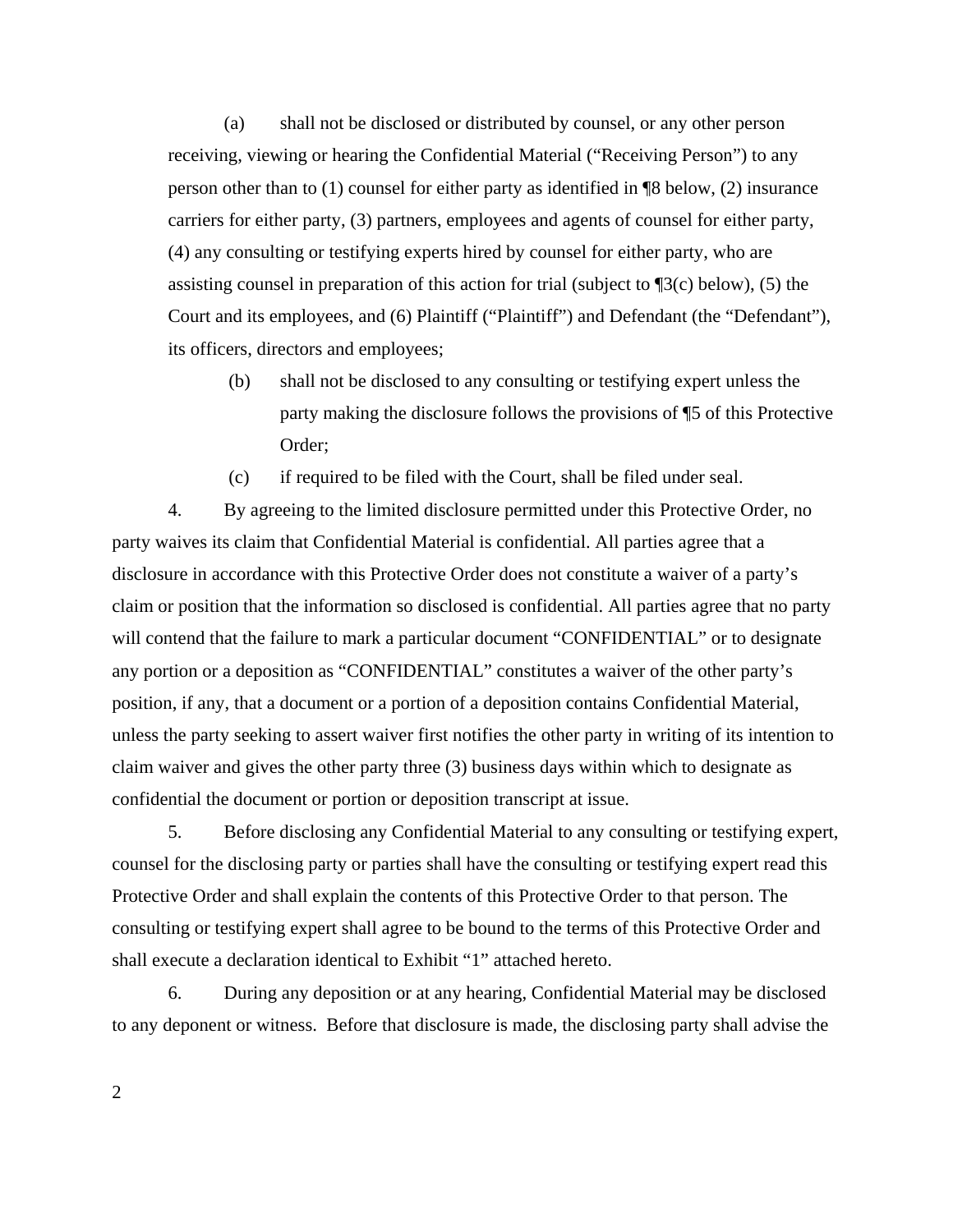(a) shall not be disclosed or distributed by counsel, or any other person receiving, viewing or hearing the Confidential Material ("Receiving Person") to any person other than to (1) counsel for either party as identified in ¶8 below, (2) insurance carriers for either party, (3) partners, employees and agents of counsel for either party, (4) any consulting or testifying experts hired by counsel for either party, who are assisting counsel in preparation of this action for trial (subject to ¶3(c) below), (5) the Court and its employees, and (6) Plaintiff ("Plaintiff") and Defendant (the "Defendant"), its officers, directors and employees;

(b) shall not be disclosed to any consulting or testifying expert unless the party making the disclosure follows the provisions of ¶5 of this Protective Order;

(c) if required to be filed with the Court, shall be filed under seal.

4. By agreeing to the limited disclosure permitted under this Protective Order, no party waives its claim that Confidential Material is confidential. All parties agree that a disclosure in accordance with this Protective Order does not constitute a waiver of a party's claim or position that the information so disclosed is confidential. All parties agree that no party will contend that the failure to mark a particular document "CONFIDENTIAL" or to designate any portion or a deposition as "CONFIDENTIAL" constitutes a waiver of the other party's position, if any, that a document or a portion of a deposition contains Confidential Material, unless the party seeking to assert waiver first notifies the other party in writing of its intention to claim waiver and gives the other party three (3) business days within which to designate as confidential the document or portion or deposition transcript at issue.

5. Before disclosing any Confidential Material to any consulting or testifying expert, counsel for the disclosing party or parties shall have the consulting or testifying expert read this Protective Order and shall explain the contents of this Protective Order to that person. The consulting or testifying expert shall agree to be bound to the terms of this Protective Order and shall execute a declaration identical to Exhibit "1" attached hereto.

6. During any deposition or at any hearing, Confidential Material may be disclosed to any deponent or witness. Before that disclosure is made, the disclosing party shall advise the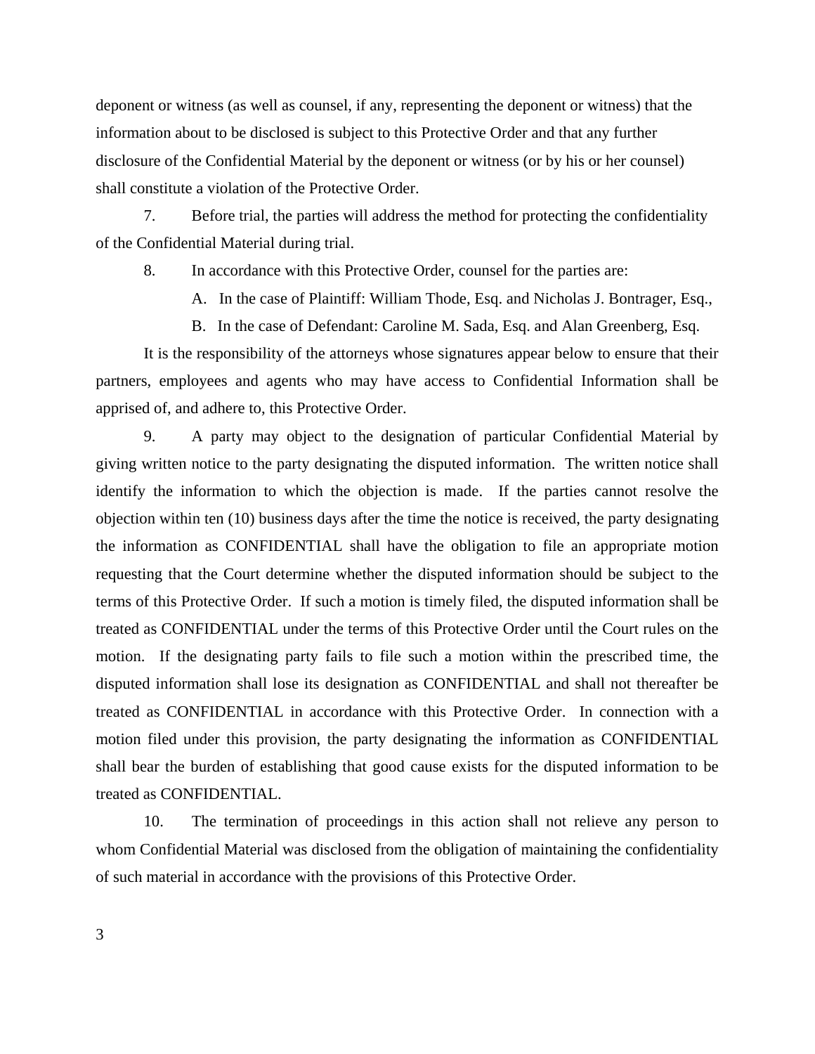deponent or witness (as well as counsel, if any, representing the deponent or witness) that the information about to be disclosed is subject to this Protective Order and that any further disclosure of the Confidential Material by the deponent or witness (or by his or her counsel) shall constitute a violation of the Protective Order.

7. Before trial, the parties will address the method for protecting the confidentiality of the Confidential Material during trial.

8. In accordance with this Protective Order, counsel for the parties are:

A. In the case of Plaintiff: William Thode, Esq. and Nicholas J. Bontrager, Esq.,

B. In the case of Defendant: Caroline M. Sada, Esq. and Alan Greenberg, Esq.

It is the responsibility of the attorneys whose signatures appear below to ensure that their partners, employees and agents who may have access to Confidential Information shall be apprised of, and adhere to, this Protective Order.

9. A party may object to the designation of particular Confidential Material by giving written notice to the party designating the disputed information. The written notice shall identify the information to which the objection is made. If the parties cannot resolve the objection within ten (10) business days after the time the notice is received, the party designating the information as CONFIDENTIAL shall have the obligation to file an appropriate motion requesting that the Court determine whether the disputed information should be subject to the terms of this Protective Order. If such a motion is timely filed, the disputed information shall be treated as CONFIDENTIAL under the terms of this Protective Order until the Court rules on the motion. If the designating party fails to file such a motion within the prescribed time, the disputed information shall lose its designation as CONFIDENTIAL and shall not thereafter be treated as CONFIDENTIAL in accordance with this Protective Order. In connection with a motion filed under this provision, the party designating the information as CONFIDENTIAL shall bear the burden of establishing that good cause exists for the disputed information to be treated as CONFIDENTIAL.

10. The termination of proceedings in this action shall not relieve any person to whom Confidential Material was disclosed from the obligation of maintaining the confidentiality of such material in accordance with the provisions of this Protective Order.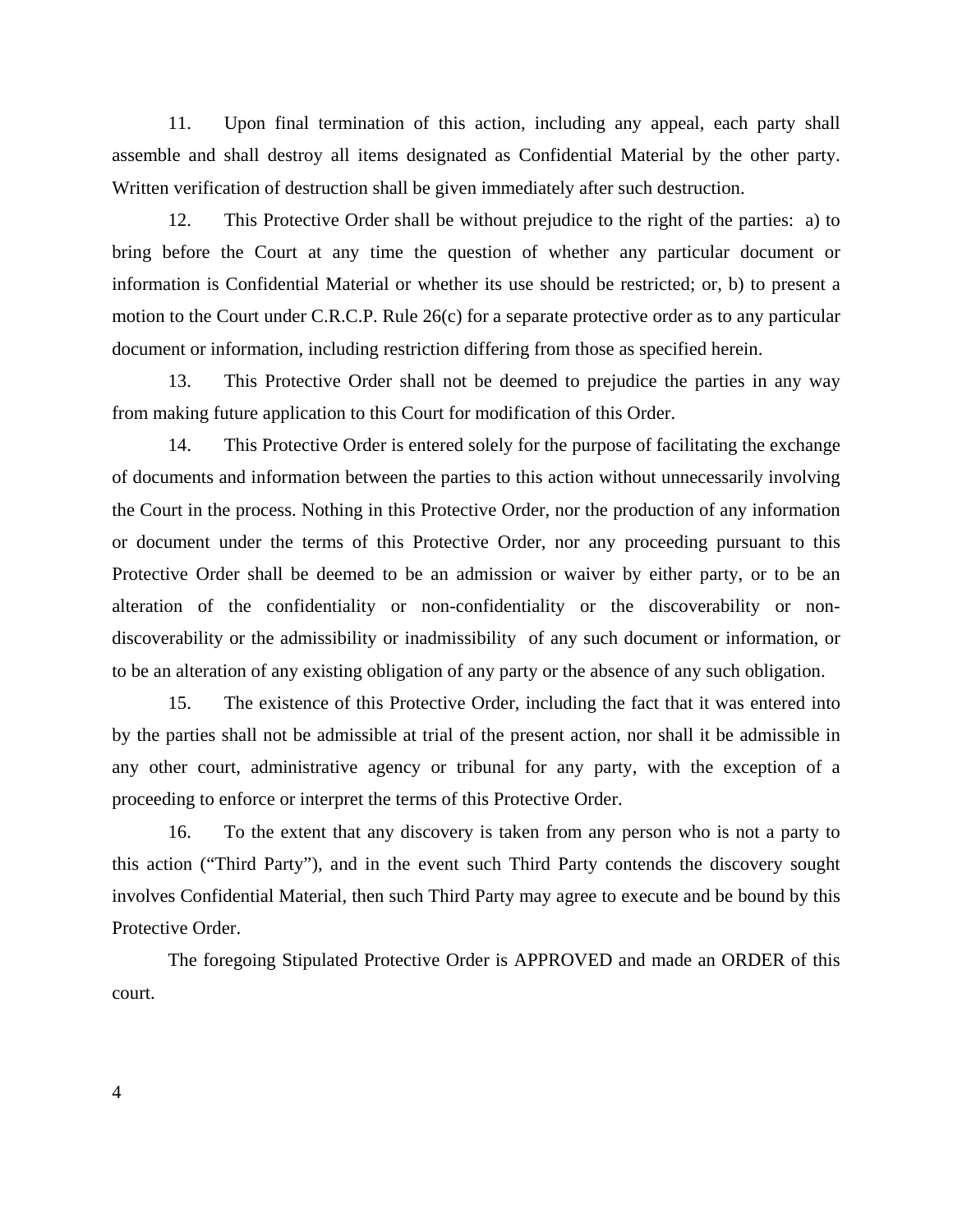11. Upon final termination of this action, including any appeal, each party shall assemble and shall destroy all items designated as Confidential Material by the other party. Written verification of destruction shall be given immediately after such destruction.

12. This Protective Order shall be without prejudice to the right of the parties: a) to bring before the Court at any time the question of whether any particular document or information is Confidential Material or whether its use should be restricted; or, b) to present a motion to the Court under C.R.C.P. Rule 26(c) for a separate protective order as to any particular document or information, including restriction differing from those as specified herein.

13. This Protective Order shall not be deemed to prejudice the parties in any way from making future application to this Court for modification of this Order.

14. This Protective Order is entered solely for the purpose of facilitating the exchange of documents and information between the parties to this action without unnecessarily involving the Court in the process. Nothing in this Protective Order, nor the production of any information or document under the terms of this Protective Order, nor any proceeding pursuant to this Protective Order shall be deemed to be an admission or waiver by either party, or to be an alteration of the confidentiality or non-confidentiality or the discoverability or non-discoverability or the admissibility or inadmissibility of any such document or information, or to be an alteration of any existing obligation of any party or the absence of any such obligation.

15. The existence of this Protective Order, including the fact that it was entered into by the parties shall not be admissible at trial of the present action, nor shall it be admissible in any other court, administrative agency or tribunal for any party, with the exception of a proceeding to enforce or interpret the terms of this Protective Order.

16. To the extent that any discovery is taken from any person who is not a party to this action ("Third Party"), and in the event such Third Party contends the discovery sought involves Confidential Material, then such Third Party may agree to execute and be bound by this Protective Order.

The foregoing Stipulated Protective Order is APPROVED and made an ORDER of this court.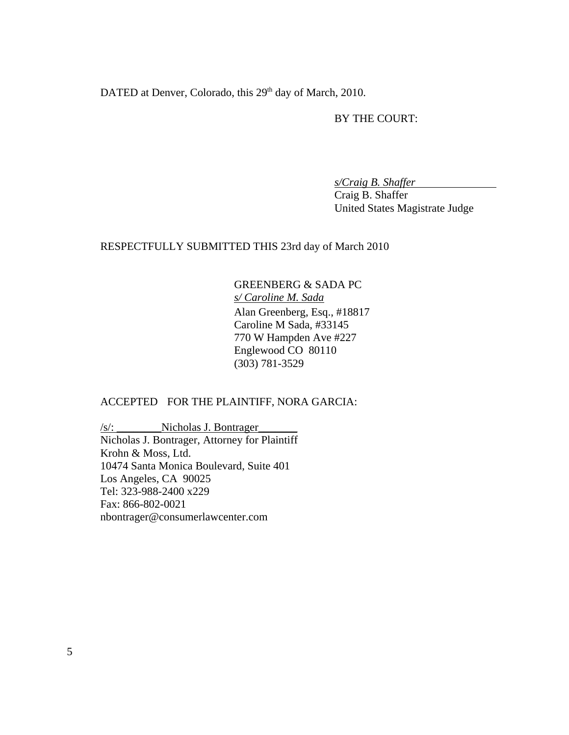DATED at Denver, Colorado, this 29th day of March, 2010.

BY THE COURT:

*s/Craig B. Shaffer*
Craig B. Shaffer
United States Magistrate Judge

RESPECTFULLY SUBMITTED THIS 23rd day of March 2010

GREENBERG & SADA PC
*s/ Caroline M. Sada*
Alan Greenberg, Esq., #18817
Caroline M Sada, #33145
770 W Hampden Ave #227
Englewood CO 80110
(303) 781-3529

ACCEPTED FOR THE PLAINTIFF, NORA GARCIA:

/s/: ________Nicholas J. Bontrager_______
Nicholas J. Bontrager, Attorney for Plaintiff
Krohn & Moss, Ltd.
10474 Santa Monica Boulevard, Suite 401
Los Angeles, CA 90025
Tel: 323-988-2400 x229
Fax: 866-802-0021
nbontrager@consumerlawcenter.com